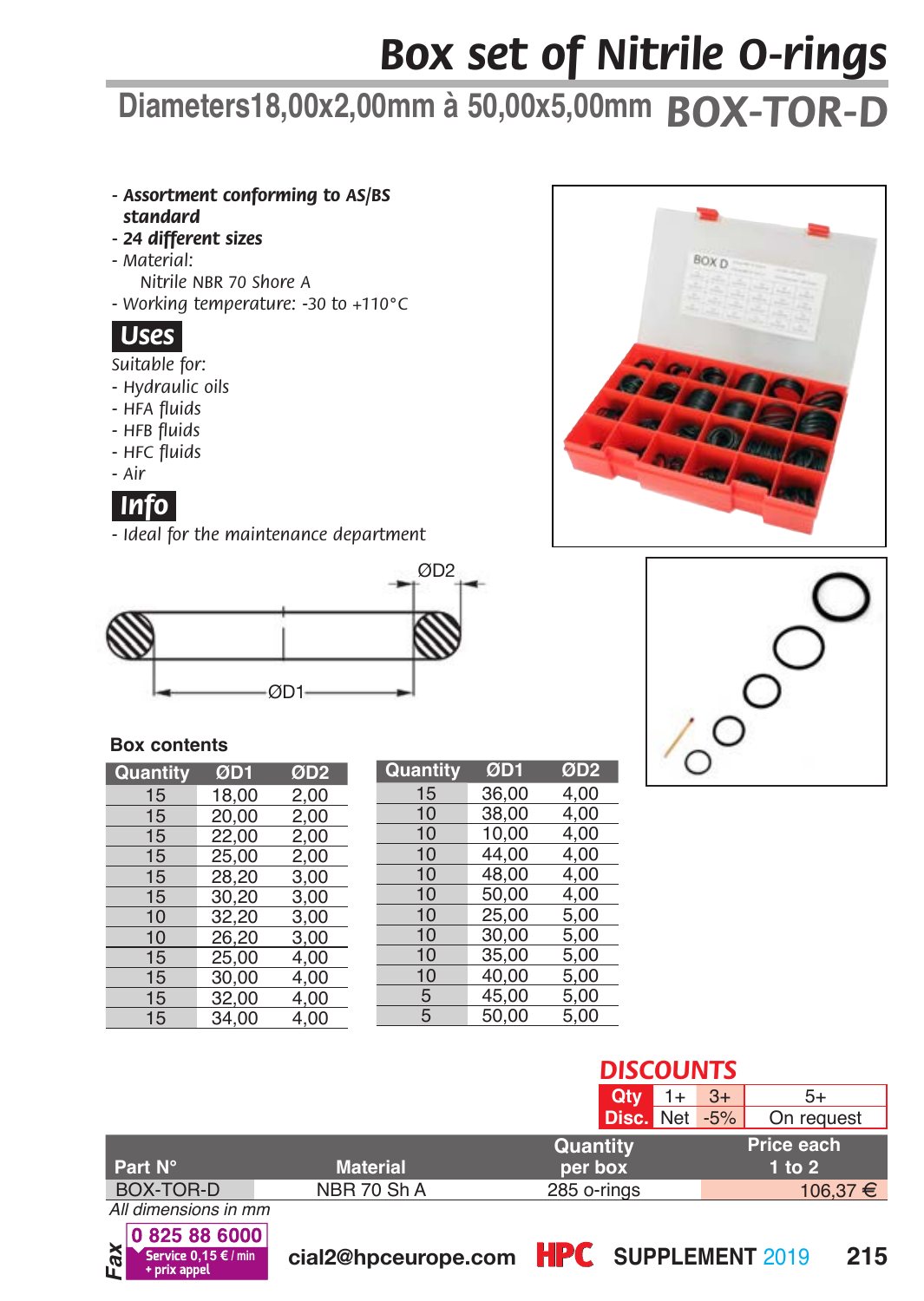# Box set of Nitrile O-rings

## Diameters18,00x2,00mm à 50,00x5,00mm BOX-TOR-D

- ***Assortment conforming to AS/BS standard***
- ***24 different sizes***
- *Material:*
  *Nitrile NBR 70 Shore A*
- *Working temperature: -30 to +110°C*

### Uses

*Suitable for:*
- *Hydraulic oils*
- *HFA fluids*
- *HFB fluids*
- *HFC fluids*
- *Air*

### Info

- *Ideal for the maintenance department*

ØD2

ØD1

**Box contents**

| Quantity | ØD1 | ØD2 |
|---|---|---|
| 15 | 18,00 | 2,00 |
| 15 | 20,00 | 2,00 |
| 15 | 22,00 | 2,00 |
| 15 | 25,00 | 2,00 |
| 15 | 28,20 | 3,00 |
| 15 | 30,20 | 3,00 |
| 10 | 32,20 | 3,00 |
| 10 | 26,20 | 3,00 |
| 15 | 25,00 | 4,00 |
| 15 | 30,00 | 4,00 |
| 15 | 32,00 | 4,00 |
| 15 | 34,00 | 4,00 |

| Quantity | ØD1 | ØD2 |
|---|---|---|
| 15 | 36,00 | 4,00 |
| 10 | 38,00 | 4,00 |
| 10 | 10,00 | 4,00 |
| 10 | 44,00 | 4,00 |
| 10 | 48,00 | 4,00 |
| 10 | 50,00 | 4,00 |
| 10 | 25,00 | 5,00 |
| 10 | 30,00 | 5,00 |
| 10 | 35,00 | 5,00 |
| 10 | 40,00 | 5,00 |
| 5 | 45,00 | 5,00 |
| 5 | 50,00 | 5,00 |

**DISCOUNTS**

| Qty | 1+ | 3+ | 5+ |
|---|---|---|---|
| Disc. | Net | -5% | On request |

| Part N° | Material | Quantity per box | Price each 1 to 2 |
|---|---|---|---|
| BOX-TOR-D | NBR 70 Sh A | 285 o-rings | 106,37 € |

*All dimensions in mm*

Fax 0 825 88 6000 Service 0,15 € / min + prix appel

cial2@hpceurope.com HPC SUPPLEMENT 2019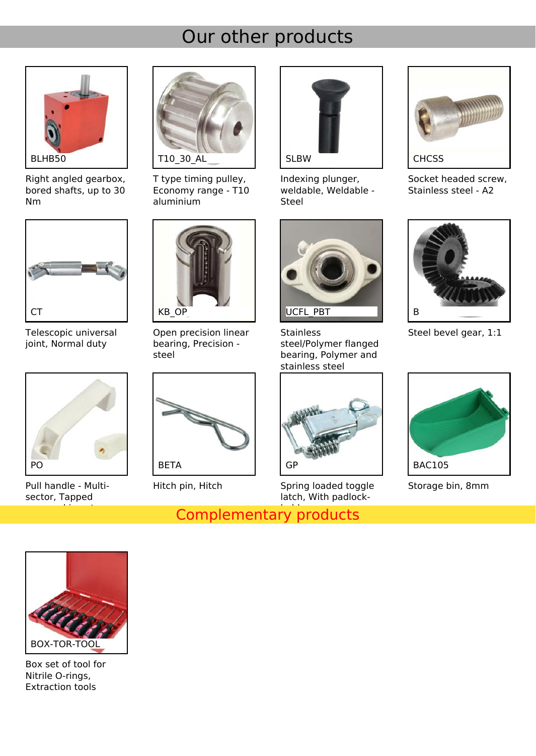# Our other products

BLHB50

Right angled gearbox, bored shafts, up to 30 Nm

T10_30_AL

T type timing pulley, Economy range - T10 aluminium

SLBW

Indexing plunger, weldable, Weldable - Steel

CHCSS

Socket headed screw, Stainless steel - A2

CT

Telescopic universal joint, Normal duty

KB_OP

Open precision linear bearing, Precision - steel

UCFL_PBT

Stainless steel/Polymer flanged bearing, Polymer and stainless steel

B

Steel bevel gear, 1:1

PO

Pull handle - Multi-sector, Tapped

BETA

Hitch pin, Hitch

GP

Spring loaded toggle latch, With padlock-

BAC105

Storage bin, 8mm

# Complementary products

BOX-TOR-TOOL

Box set of tool for Nitrile O-rings, Extraction tools